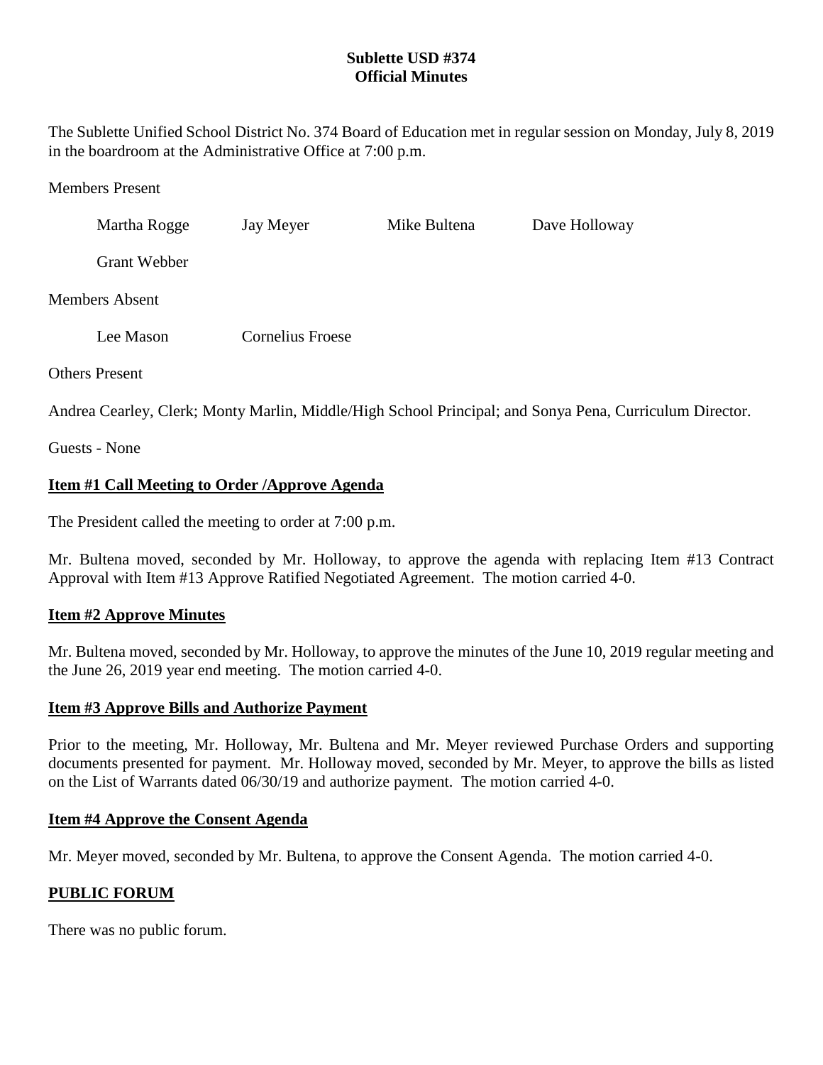# Sublette USD #374
# Official Minutes

The Sublette Unified School District No. 374 Board of Education met in regular session on Monday, July 8, 2019 in the boardroom at the Administrative Office at 7:00 p.m.

Members Present

Martha Rogge Jay Meyer Mike Bultena Dave Holloway

Grant Webber

Members Absent

Lee Mason Cornelius Froese

Others Present

Andrea Cearley, Clerk; Monty Marlin, Middle/High School Principal; and Sonya Pena, Curriculum Director.

Guests - None

**Item #1 Call Meeting to Order /Approve Agenda**

The President called the meeting to order at 7:00 p.m.

Mr. Bultena moved, seconded by Mr. Holloway, to approve the agenda with replacing Item #13 Contract Approval with Item #13 Approve Ratified Negotiated Agreement. The motion carried 4-0.

**Item #2 Approve Minutes**

Mr. Bultena moved, seconded by Mr. Holloway, to approve the minutes of the June 10, 2019 regular meeting and the June 26, 2019 year end meeting. The motion carried 4-0.

**Item #3 Approve Bills and Authorize Payment**

Prior to the meeting, Mr. Holloway, Mr. Bultena and Mr. Meyer reviewed Purchase Orders and supporting documents presented for payment. Mr. Holloway moved, seconded by Mr. Meyer, to approve the bills as listed on the List of Warrants dated 06/30/19 and authorize payment. The motion carried 4-0.

**Item #4 Approve the Consent Agenda**

Mr. Meyer moved, seconded by Mr. Bultena, to approve the Consent Agenda. The motion carried 4-0.

**PUBLIC FORUM**

There was no public forum.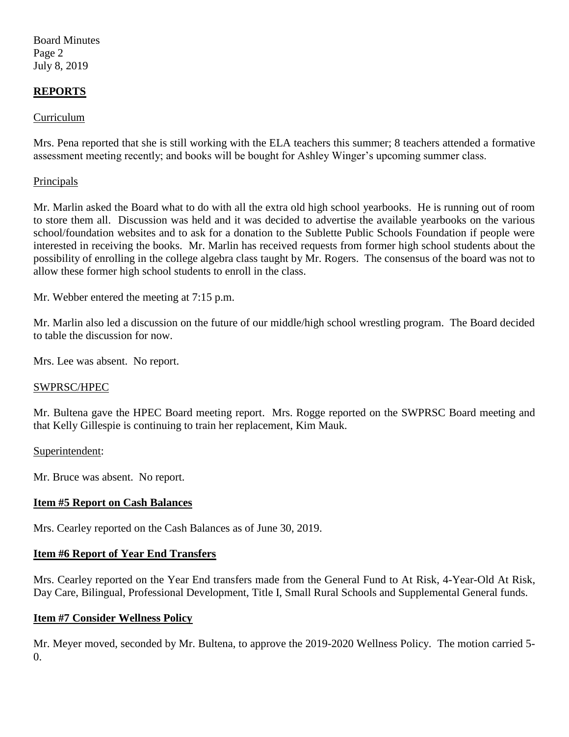## REPORTS

Curriculum

Mrs. Pena reported that she is still working with the ELA teachers this summer; 8 teachers attended a formative assessment meeting recently; and books will be bought for Ashley Winger's upcoming summer class.

Principals

Mr. Marlin asked the Board what to do with all the extra old high school yearbooks. He is running out of room to store them all. Discussion was held and it was decided to advertise the available yearbooks on the various school/foundation websites and to ask for a donation to the Sublette Public Schools Foundation if people were interested in receiving the books. Mr. Marlin has received requests from former high school students about the possibility of enrolling in the college algebra class taught by Mr. Rogers. The consensus of the board was not to allow these former high school students to enroll in the class.

Mr. Webber entered the meeting at 7:15 p.m.

Mr. Marlin also led a discussion on the future of our middle/high school wrestling program. The Board decided to table the discussion for now.

Mrs. Lee was absent. No report.

SWPRSC/HPEC

Mr. Bultena gave the HPEC Board meeting report. Mrs. Rogge reported on the SWPRSC Board meeting and that Kelly Gillespie is continuing to train her replacement, Kim Mauk.

Superintendent:

Mr. Bruce was absent. No report.

### Item #5 Report on Cash Balances

Mrs. Cearley reported on the Cash Balances as of June 30, 2019.

### Item #6 Report of Year End Transfers

Mrs. Cearley reported on the Year End transfers made from the General Fund to At Risk, 4-Year-Old At Risk, Day Care, Bilingual, Professional Development, Title I, Small Rural Schools and Supplemental General funds.

### Item #7 Consider Wellness Policy

Mr. Meyer moved, seconded by Mr. Bultena, to approve the 2019-2020 Wellness Policy. The motion carried 5-0.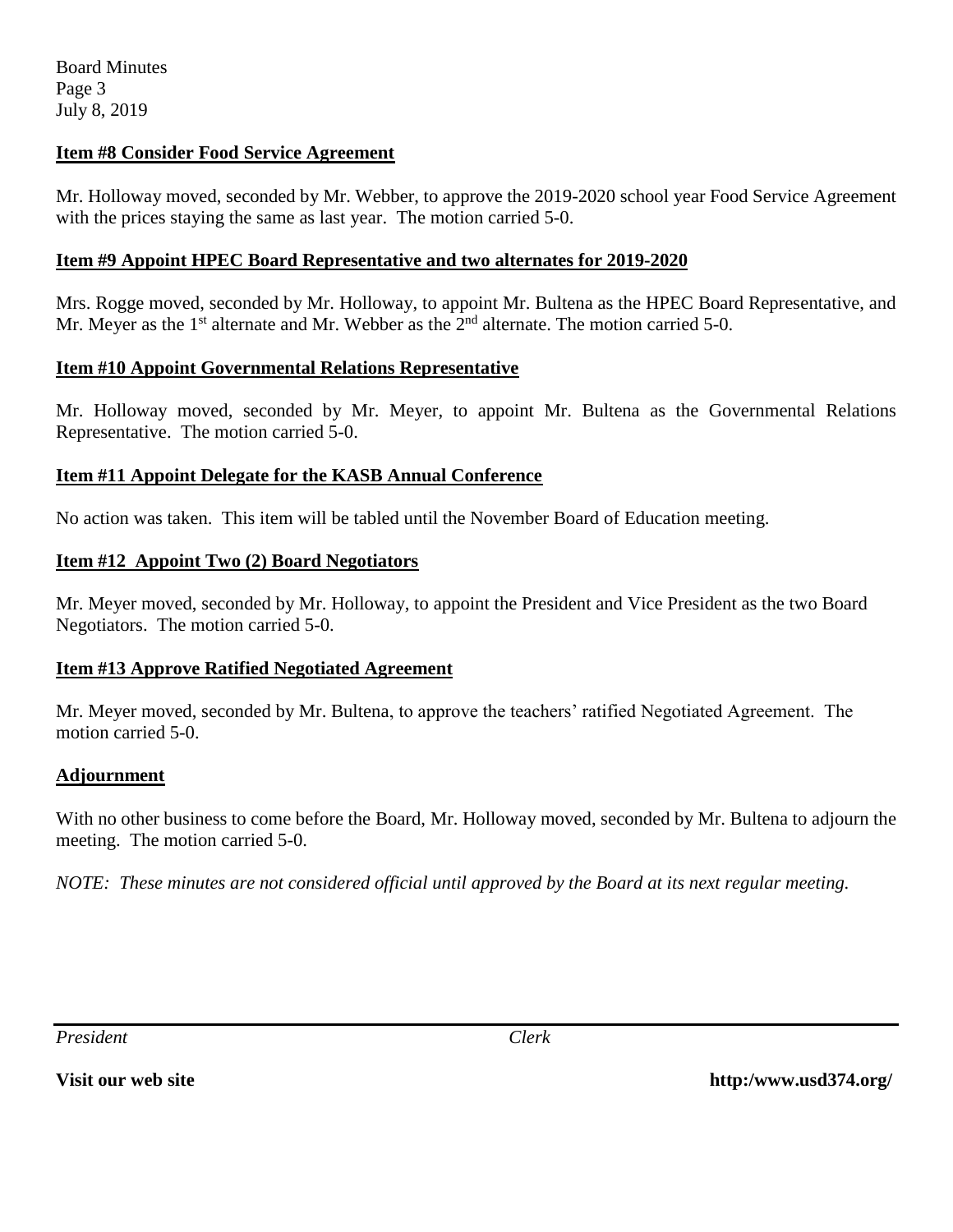### Item #8 Consider Food Service Agreement

Mr. Holloway moved, seconded by Mr. Webber, to approve the 2019-2020 school year Food Service Agreement with the prices staying the same as last year. The motion carried 5-0.

### Item #9 Appoint HPEC Board Representative and two alternates for 2019-2020

Mrs. Rogge moved, seconded by Mr. Holloway, to appoint Mr. Bultena as the HPEC Board Representative, and Mr. Meyer as the 1st alternate and Mr. Webber as the 2nd alternate. The motion carried 5-0.

### Item #10 Appoint Governmental Relations Representative

Mr. Holloway moved, seconded by Mr. Meyer, to appoint Mr. Bultena as the Governmental Relations Representative. The motion carried 5-0.

### Item #11 Appoint Delegate for the KASB Annual Conference

No action was taken. This item will be tabled until the November Board of Education meeting.

### Item #12 Appoint Two (2) Board Negotiators

Mr. Meyer moved, seconded by Mr. Holloway, to appoint the President and Vice President as the two Board Negotiators. The motion carried 5-0.

### Item #13 Approve Ratified Negotiated Agreement

Mr. Meyer moved, seconded by Mr. Bultena, to approve the teachers' ratified Negotiated Agreement. The motion carried 5-0.

### Adjournment

With no other business to come before the Board, Mr. Holloway moved, seconded by Mr. Bultena to adjourn the meeting. The motion carried 5-0.

*NOTE: These minutes are not considered official until approved by the Board at its next regular meeting.*

*President* *Clerk*

**Visit our web site** **http:/www.usd374.org/**